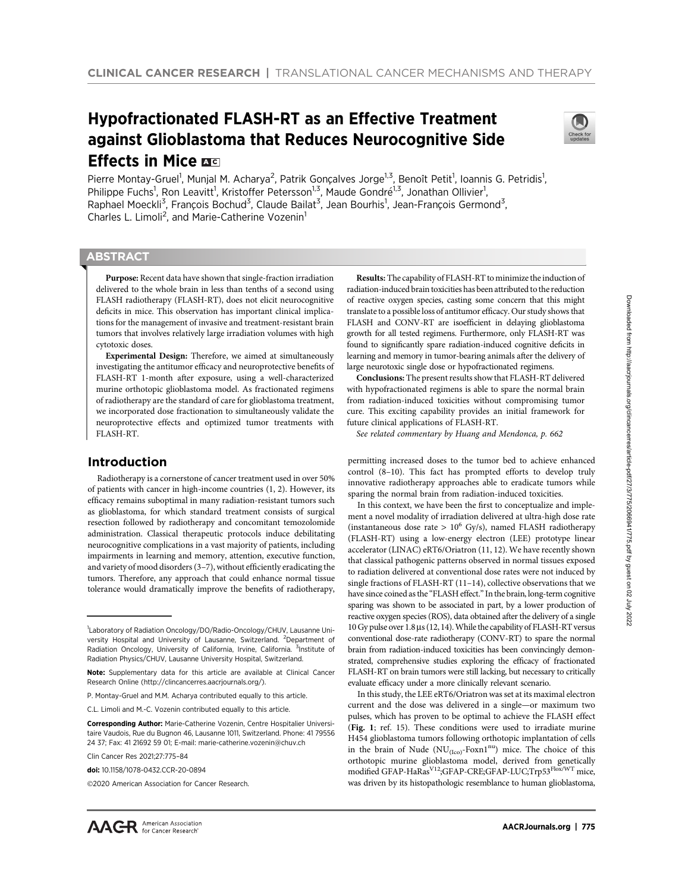CLINICAL CANCER RESEARCH | TRANSLATIONAL CANCER MECHANISMS AND THERAPY

# Hypofractionated FLASH-RT as an Effective Treatment against Glioblastoma that Reduces Neurocognitive Side Effects in Mice

Pierre Montay-Gruel[1], Munjal M. Acharya[2], Patrik Gonçalves Jorge[1,3], Benoît Petit[1], Ioannis G. Petridis[1], Philippe Fuchs[1], Ron Leavitt[1], Kristoffer Petersson[1,3], Maude Gondré[1,3], Jonathan Ollivier[1], Raphael Moeckli[3], François Bochud[3], Claude Bailat[3], Jean Bourhis[1], Jean-François Germond[3], Charles L. Limoli[2], and Marie-Catherine Vozenin[1]

## ABSTRACT

**Purpose:** Recent data have shown that single-fraction irradiation delivered to the whole brain in less than tenths of a second using FLASH radiotherapy (FLASH-RT), does not elicit neurocognitive deficits in mice. This observation has important clinical implications for the management of invasive and treatment-resistant brain tumors that involves relatively large irradiation volumes with high cytotoxic doses.

**Experimental Design:** Therefore, we aimed at simultaneously investigating the antitumor efficacy and neuroprotective benefits of FLASH-RT 1-month after exposure, using a well-characterized murine orthotopic glioblastoma model. As fractionated regimens of radiotherapy are the standard of care for glioblastoma treatment, we incorporated dose fractionation to simultaneously validate the neuroprotective effects and optimized tumor treatments with FLASH-RT.

**Results:** The capability of FLASH-RT to minimize the induction of radiation-induced brain toxicities has been attributed to the reduction of reactive oxygen species, casting some concern that this might translate to a possible loss of antitumor efficacy. Our study shows that FLASH and CONV-RT are isoefficient in delaying glioblastoma growth for all tested regimens. Furthermore, only FLASH-RT was found to significantly spare radiation-induced cognitive deficits in learning and memory in tumor-bearing animals after the delivery of large neurotoxic single dose or hypofractionated regimens.

**Conclusions:** The present results show that FLASH-RT delivered with hypofractionated regimens is able to spare the normal brain from radiation-induced toxicities without compromising tumor cure. This exciting capability provides an initial framework for future clinical applications of FLASH-RT.

*See related commentary by Huang and Mendonca, p. 662*

## Introduction

Radiotherapy is a cornerstone of cancer treatment used in over 50% of patients with cancer in high-income countries (1, 2). However, its efficacy remains suboptimal in many radiation-resistant tumors such as glioblastoma, for which standard treatment consists of surgical resection followed by radiotherapy and concomitant temozolomide administration. Classical therapeutic protocols induce debilitating neurocognitive complications in a vast majority of patients, including impairments in learning and memory, attention, executive function, and variety of mood disorders (3–7), without efficiently eradicating the tumors. Therefore, any approach that could enhance normal tissue tolerance would dramatically improve the benefits of radiotherapy, permitting increased doses to the tumor bed to achieve enhanced control (8–10). This fact has prompted efforts to develop truly innovative radiotherapy approaches able to eradicate tumors while sparing the normal brain from radiation-induced toxicities.

In this context, we have been the first to conceptualize and implement a novel modality of irradiation delivered at ultra-high dose rate (instantaneous dose rate > $10^6$ Gy/s), named FLASH radiotherapy (FLASH-RT) using a low-energy electron (LEE) prototype linear accelerator (LINAC) eRT6/Oriatron (11, 12). We have recently shown that classical pathogenic patterns observed in normal tissues exposed to radiation delivered at conventional dose rates were not induced by single fractions of FLASH-RT (11–14), collective observations that we have since coined as the "FLASH effect." In the brain, long-term cognitive sparing was shown to be associated in part, by a lower production of reactive oxygen species (ROS), data obtained after the delivery of a single 10 Gy pulse over 1.8 µs (12, 14). While the capability of FLASH-RT versus conventional dose-rate radiotherapy (CONV-RT) to spare the normal brain from radiation-induced toxicities has been convincingly demonstrated, comprehensive studies exploring the efficacy of fractionated FLASH-RT on brain tumors were still lacking, but necessary to critically evaluate efficacy under a more clinically relevant scenario.

In this study, the LEE eRT6/Oriatron was set at its maximal electron current and the dose was delivered in a single—or maximum two pulses, which has proven to be optimal to achieve the FLASH effect (**Fig. 1**; ref. 15). These conditions were used to irradiate murine H454 glioblastoma tumors following orthotopic implantation of cells in the brain of Nude ($NU_{(Ico)}$-$Foxn1^{nu}$) mice. The choice of this orthotopic murine glioblastoma model, derived from genetically modified GFAP-$HaRas^{V12}$;GFAP-CRE;GFAP-LUC;$Trp53^{Flox/WT}$ mice, was driven by its histopathologic resemblance to human glioblastoma,

---

[1]Laboratory of Radiation Oncology/DO/Radio-Oncology/CHUV, Lausanne University Hospital and University of Lausanne, Switzerland. [2]Department of Radiation Oncology, University of California, Irvine, California. [3]Institute of Radiation Physics/CHUV, Lausanne University Hospital, Switzerland.

**Note:** Supplementary data for this article are available at Clinical Cancer Research Online (http://clincancerres.aacrjournals.org/).

P. Montay-Gruel and M.M. Acharya contributed equally to this article.

C.L. Limoli and M.-C. Vozenin contributed equally to this article.

**Corresponding Author:** Marie-Catherine Vozenin, Centre Hospitalier Universitaire Vaudois, Rue du Bugnon 46, Lausanne 1011, Switzerland. Phone: 41 79556 24 37; Fax: 41 21692 59 01; E-mail: marie-catherine.vozenin@chuv.ch

Clin Cancer Res 2021;27:775–84

**doi:** 10.1158/1078-0432.CCR-20-0894

©2020 American Association for Cancer Research.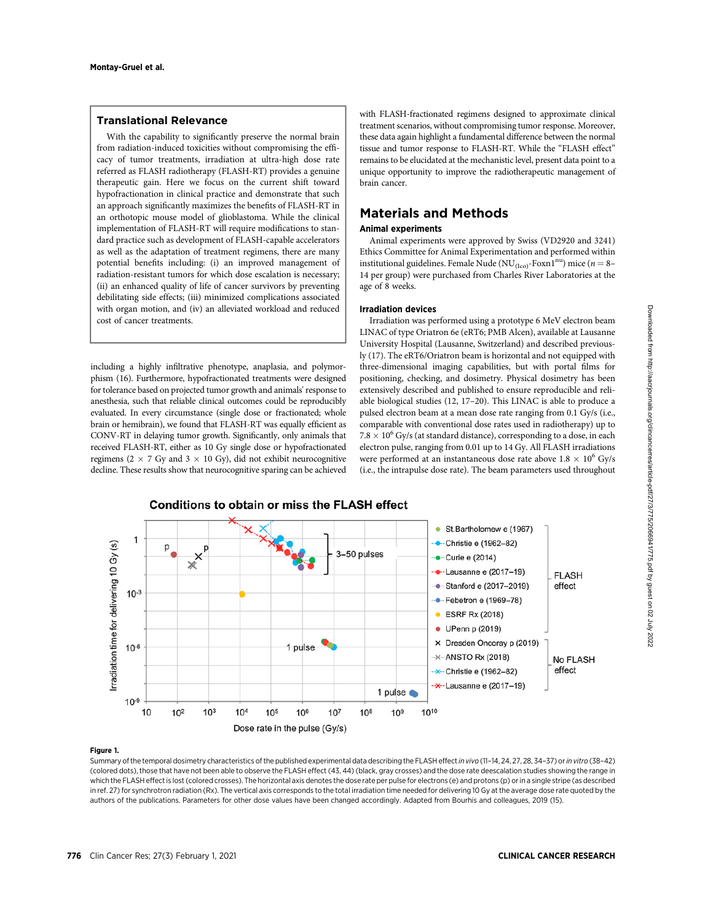## Translational Relevance

With the capability to significantly preserve the normal brain from radiation-induced toxicities without compromising the efficacy of tumor treatments, irradiation at ultra-high dose rate referred as FLASH radiotherapy (FLASH-RT) provides a genuine therapeutic gain. Here we focus on the current shift toward hypofractionation in clinical practice and demonstrate that such an approach significantly maximizes the benefits of FLASH-RT in an orthotopic mouse model of glioblastoma. While the clinical implementation of FLASH-RT will require modifications to standard practice such as development of FLASH-capable accelerators as well as the adaptation of treatment regimens, there are many potential benefits including: (i) an improved management of radiation-resistant tumors for which dose escalation is necessary; (ii) an enhanced quality of life of cancer survivors by preventing debilitating side effects; (iii) minimized complications associated with organ motion, and (iv) an alleviated workload and reduced cost of cancer treatments.

including a highly infiltrative phenotype, anaplasia, and polymorphism (16). Furthermore, hypofractionated treatments were designed for tolerance based on projected tumor growth and animals' response to anesthesia, such that reliable clinical outcomes could be reproducibly evaluated. In every circumstance (single dose or fractionated; whole brain or hemibrain), we found that FLASH-RT was equally efficient as CONV-RT in delaying tumor growth. Significantly, only animals that received FLASH-RT, either as 10 Gy single dose or hypofractionated regimens (2 × 7 Gy and 3 × 10 Gy), did not exhibit neurocognitive decline. These results show that neurocognitive sparing can be achieved with FLASH-fractionated regimens designed to approximate clinical treatment scenarios, without compromising tumor response. Moreover, these data again highlight a fundamental difference between the normal tissue and tumor response to FLASH-RT. While the "FLASH effect" remains to be elucidated at the mechanistic level, present data point to a unique opportunity to improve the radiotherapeutic management of brain cancer.

## Materials and Methods

### Animal experiments

Animal experiments were approved by Swiss (VD2920 and 3241) Ethics Committee for Animal Experimentation and performed within institutional guidelines. Female Nude ($NU_{(Ico)}$-$Foxn1^{nu}$) mice ($n = 8$–14 per group) were purchased from Charles River Laboratories at the age of 8 weeks.

### Irradiation devices

Irradiation was performed using a prototype 6 MeV electron beam LINAC of type Oriatron 6e (eRT6; PMB Alcen), available at Lausanne University Hospital (Lausanne, Switzerland) and described previously (17). The eRT6/Oriatron beam is horizontal and not equipped with three-dimensional imaging capabilities, but with portal films for positioning, checking, and dosimetry. Physical dosimetry has been extensively described and published to ensure reproducible and reliable biological studies (12, 17–20). This LINAC is able to produce a pulsed electron beam at a mean dose rate ranging from 0.1 Gy/s (i.e., comparable with conventional dose rates used in radiotherapy) up to $7.8 \times 10^6$ Gy/s (at standard distance), corresponding to a dose, in each electron pulse, ranging from 0.01 up to 14 Gy. All FLASH irradiations were performed at an instantaneous dose rate above $1.8 \times 10^6$ Gy/s (i.e., the intrapulse dose rate). The beam parameters used throughout

Figure 1.

Summary of the temporal dosimetry characteristics of the published experimental data describing the FLASH effect *in vivo* (11–14, 24, 27, 28, 34–37) or *in vitro* (38–42) (colored dots), those that have not been able to observe the FLASH effect (43, 44) (black, gray crosses) and the dose rate deescalation studies showing the range in which the FLASH effect is lost (colored crosses). The horizontal axis denotes the dose rate per pulse for electrons (e) and protons (p) or in a single stripe (as described in ref. 27) for synchrotron radiation (Rx). The vertical axis corresponds to the total irradiation time needed for delivering 10 Gy at the average dose rate quoted by the authors of the publications. Parameters for other dose values have been changed accordingly. Adapted from Bourhis and colleagues, 2019 (15).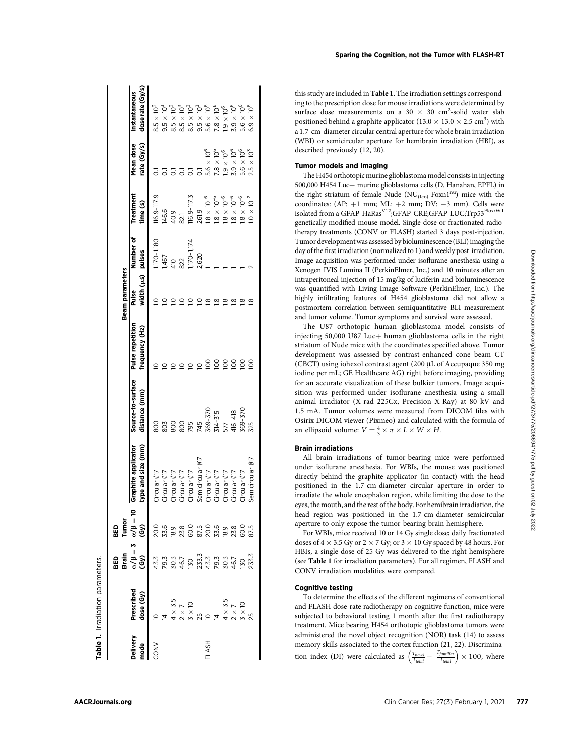**Table 1.** Irradiation parameters.

| Delivery mode | Prescribed dose (Gy) | BED Brain $\alpha/\beta = 3$ (Gy) | BED Tumor $\alpha/\beta = 10$ (Gy) | Graphite applicator type and size (mm) | Source-to-surface distance (mm) | Beam parameters: Pulse repetition frequency (Hz) | Pulse width (μs) | Number of pulses | Treatment time (s) | Mean dose rate (Gy/s) | Instantaneous dose rate (Gy/s) |
|---|---|---|---|---|---|---|---|---|---|---|---|
| CONV | 10 | 43.3 | 20.0 | Circular Ø17 | 800 | 10 | 1.0 | 1,170–1,180 | 116.9–117.9 | 0.1 | $8.5 \times 10^3$ |
| | 14 | 79.3 | 33.6 | Circular Ø17 | 803 | 10 | 1.0 | 1,467 | 146.6 | 0.1 | $9.5 \times 10^3$ |
| | $4 \times 3.5$ | 30.3 | 18.9 | Circular Ø17 | 800 | 10 | 1.0 | 410 | 40.9 | 0.1 | $8.5 \times 10^3$ |
| | $2 \times 7$ | 46.7 | 23.8 | Circular Ø17 | 800 | 10 | 1.0 | 822 | 82.1 | 0.1 | $8.5 \times 10^3$ |
| | $3 \times 10$ | 130 | 60.0 | Circular Ø17 | 795 | 10 | 1.0 | 1,170–1,174 | 116.9–117.3 | 0.1 | $8.5 \times 10^3$ |
| | 25 | 233.3 | 87.5 | Semicircular Ø17 | 745 | 10 | 1.0 | 2,620 | 261.9 | 0.1 | $9.5 \times 10^3$ |
| FLASH | 10 | 43.3 | 20.0 | Circular Ø17 | 369–370 | 100 | 1.8 | 1 | $1.8 \times 10^{-6}$ | $5.6 \times 10^6$ | $5.6 \times 10^6$ |
| | 14 | 79.3 | 33.6 | Circular Ø17 | 314–315 | 100 | 1.8 | 1 | $1.8 \times 10^{-6}$ | $7.8 \times 10^6$ | $7.8 \times 10^6$ |
| | $4 \times 3.5$ | 30.3 | 18.9 | Circular Ø17 | 577 | 100 | 1.8 | 1 | $1.8 \times 10^{-6}$ | $1.9 \times 10^6$ | $1.9 \times 10^6$ |
| | $2 \times 7$ | 46.7 | 23.8 | Circular Ø17 | 416–418 | 100 | 1.8 | 1 | $1.8 \times 10^{-6}$ | $3.9 \times 10^6$ | $3.9 \times 10^6$ |
| | $3 \times 10$ | 130 | 60.0 | Circular Ø17 | 369–370 | 100 | 1.8 | 1 | $1.8 \times 10^{-6}$ | $5.6 \times 10^6$ | $5.6 \times 10^6$ |
| | 25 | 233.3 | 87.5 | Semicircular Ø17 | 325 | 100 | 1.8 | 2 | $1.0 \times 10^{-2}$ | $2.5 \times 10^3$ | $6.9 \times 10^6$ |

this study are included in **Table 1**. The irradiation settings corresponding to the prescription dose for mouse irradiations were determined by surface dose measurements on a $30 \times 30$ cm$^2$-solid water slab positioned behind a graphite applicator ($13.0 \times 13.0 \times 2.5$ cm$^3$) with a 1.7-cm-diameter circular central aperture for whole brain irradiation (WBI) or semicircular aperture for hemibrain irradiation (HBI), as described previously (12, 20).

### Tumor models and imaging

The H454 orthotopic murine glioblastoma model consists in injecting 500,000 H454 Luc+ murine glioblastoma cells (D. Hanahan, EPFL) in the right striatum of female Nude (NU$_{(Ico)}$-Foxn1$^{nu}$) mice with the coordinates: (AP: +1 mm; ML: +2 mm; DV: −3 mm). Cells were isolated from a GFAP-HaRas$^{V12}$;GFAP-CRE;GFAP-LUC;Trp53$^{Flox/WT}$ genetically modified mouse model. Single dose or fractionated radiotherapy treatments (CONV or FLASH) started 3 days post-injection. Tumor development was assessed by bioluminescence (BLI) imaging the day of the first irradiation (normalized to 1) and weekly post-irradiation. Image acquisition was performed under isoflurane anesthesia using a Xenogen IVIS Lumina II (PerkinElmer, Inc.) and 10 minutes after an intraperitoneal injection of 15 mg/kg of luciferin and bioluminescence was quantified with Living Image Software (PerkinElmer, Inc.). The highly infiltrating features of H454 glioblastoma did not allow a postmortem correlation between semiquantitative BLI measurement and tumor volume. Tumor symptoms and survival were assessed.

The U87 orthotopic human glioblastoma model consists of injecting 50,000 U87 Luc+ human glioblastoma cells in the right striatum of Nude mice with the coordinates specified above. Tumor development was assessed by contrast-enhanced cone beam CT (CBCT) using iohexol contrast agent (200 μL of Accupaque 350 mg iodine per mL; GE Healthcare AG) right before imaging, providing for an accurate visualization of these bulkier tumors. Image acquisition was performed under isoflurane anesthesia using a small animal irradiator (X-rad 225Cx, Precision X-Ray) at 80 kV and 1.5 mA. Tumor volumes were measured from DICOM files with Osirix DICOM viewer (Pixmeo) and calculated with the formula of an ellipsoid volume: $V = \frac{4}{3} \times \pi \times L \times W \times H$.

### Brain irradiations

All brain irradiations of tumor-bearing mice were performed under isoflurane anesthesia. For WBIs, the mouse was positioned directly behind the graphite applicator (in contact) with the head positioned in the 1.7-cm-diameter circular aperture in order to irradiate the whole encephalon region, while limiting the dose to the eyes, the mouth, and the rest of the body. For hemibrain irradiation, the head region was positioned in the 1.7-cm-diameter semicircular aperture to only expose the tumor-bearing brain hemisphere.

For WBIs, mice received 10 or 14 Gy single dose; daily fractionated doses of $4 \times 3.5$ Gy or $2 \times 7$ Gy; or $3 \times 10$ Gy spaced by 48 hours. For HBIs, a single dose of 25 Gy was delivered to the right hemisphere (see **Table 1** for irradiation parameters). For all regimen, FLASH and CONV irradiation modalities were compared.

### Cognitive testing

To determine the effects of the different regimens of conventional and FLASH dose-rate radiotherapy on cognitive function, mice were subjected to behavioral testing 1 month after the first radiotherapy treatment. Mice bearing H454 orthotopic glioblastoma tumors were administered the novel object recognition (NOR) task (14) to assess memory skills associated to the cortex function (21, 22). Discrimination index (DI) were calculated as $\left(\frac{T_{novel}}{T_{total}} - \frac{T_{familiar}}{T_{total}}\right) \times 100$, where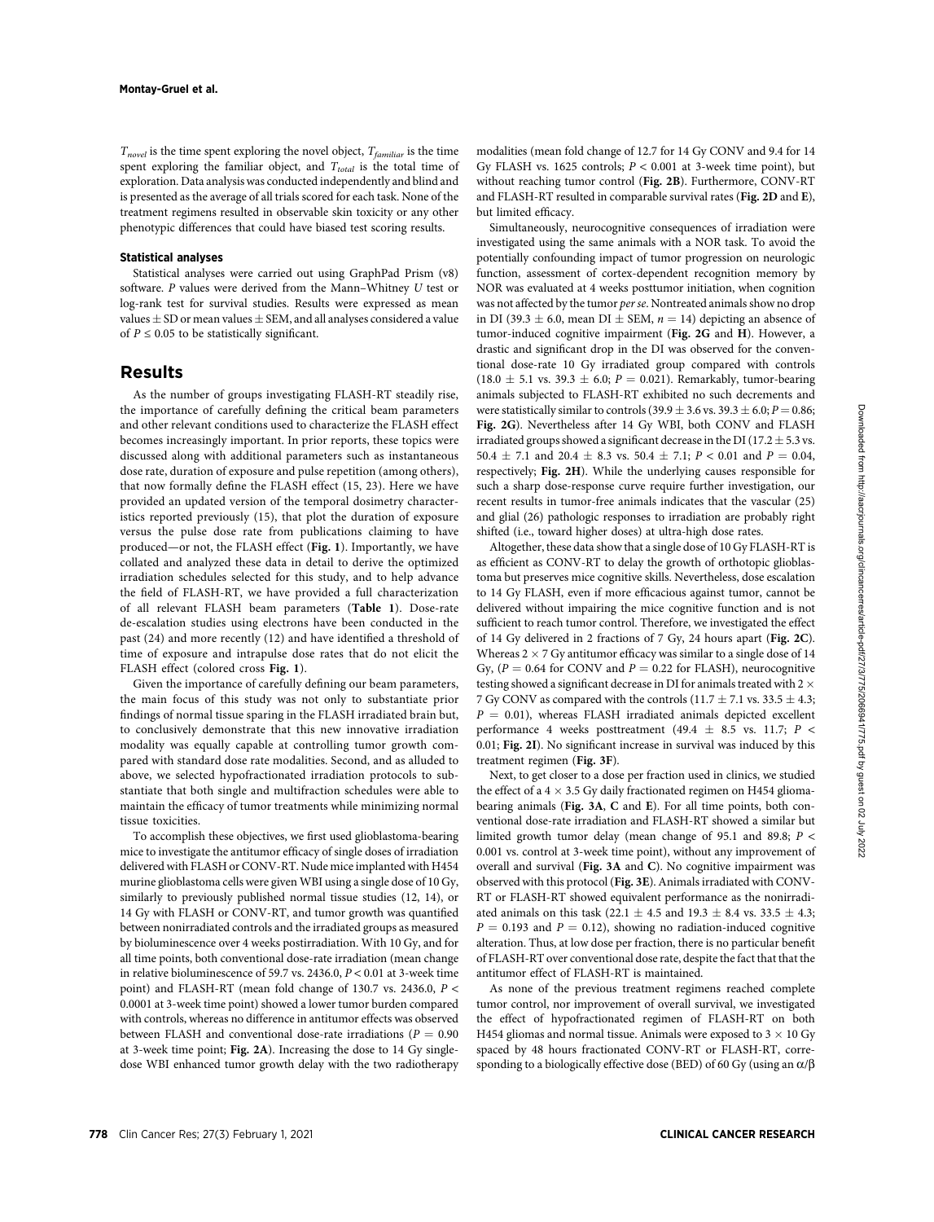$T_{novel}$ is the time spent exploring the novel object, $T_{familiar}$ is the time spent exploring the familiar object, and $T_{total}$ is the total time of exploration. Data analysis was conducted independently and blind and is presented as the average of all trials scored for each task. None of the treatment regimens resulted in observable skin toxicity or any other phenotypic differences that could have biased test scoring results.

### Statistical analyses

Statistical analyses were carried out using GraphPad Prism (v8) software. *P* values were derived from the Mann–Whitney *U* test or log-rank test for survival studies. Results were expressed as mean values ± SD or mean values ± SEM, and all analyses considered a value of $P \leq 0.05$ to be statistically significant.

## Results

As the number of groups investigating FLASH-RT steadily rise, the importance of carefully defining the critical beam parameters and other relevant conditions used to characterize the FLASH effect becomes increasingly important. In prior reports, these topics were discussed along with additional parameters such as instantaneous dose rate, duration of exposure and pulse repetition (among others), that now formally define the FLASH effect (15, 23). Here we have provided an updated version of the temporal dosimetry characteristics reported previously (15), that plot the duration of exposure versus the pulse dose rate from publications claiming to have produced—or not, the FLASH effect (**Fig. 1**). Importantly, we have collated and analyzed these data in detail to derive the optimized irradiation schedules selected for this study, and to help advance the field of FLASH-RT, we have provided a full characterization of all relevant FLASH beam parameters (**Table 1**). Dose-rate de-escalation studies using electrons have been conducted in the past (24) and more recently (12) and have identified a threshold of time of exposure and intrapulse dose rates that do not elicit the FLASH effect (colored cross **Fig. 1**).

Given the importance of carefully defining our beam parameters, the main focus of this study was not only to substantiate prior findings of normal tissue sparing in the FLASH irradiated brain but, to conclusively demonstrate that this new innovative irradiation modality was equally capable at controlling tumor growth compared with standard dose rate modalities. Second, and as alluded to above, we selected hypofractionated irradiation protocols to substantiate that both single and multifraction schedules were able to maintain the efficacy of tumor treatments while minimizing normal tissue toxicities.

To accomplish these objectives, we first used glioblastoma-bearing mice to investigate the antitumor efficacy of single doses of irradiation delivered with FLASH or CONV-RT. Nude mice implanted with H454 murine glioblastoma cells were given WBI using a single dose of 10 Gy, similarly to previously published normal tissue studies (12, 14), or 14 Gy with FLASH or CONV-RT, and tumor growth was quantified between nonirradiated controls and the irradiated groups as measured by bioluminescence over 4 weeks postirradiation. With 10 Gy, and for all time points, both conventional dose-rate irradiation (mean change in relative bioluminescence of 59.7 vs. 2436.0, $P < 0.01$ at 3-week time point) and FLASH-RT (mean fold change of 130.7 vs. 2436.0, $P < 0.0001$ at 3-week time point) showed a lower tumor burden compared with controls, whereas no difference in antitumor effects was observed between FLASH and conventional dose-rate irradiations ($P = 0.90$ at 3-week time point; **Fig. 2A**). Increasing the dose to 14 Gy single-dose WBI enhanced tumor growth delay with the two radiotherapy modalities (mean fold change of 12.7 for 14 Gy CONV and 9.4 for 14 Gy FLASH vs. 1625 controls; $P < 0.001$ at 3-week time point), but without reaching tumor control (**Fig. 2B**). Furthermore, CONV-RT and FLASH-RT resulted in comparable survival rates (**Fig. 2D** and **E**), but limited efficacy.

Simultaneously, neurocognitive consequences of irradiation were investigated using the same animals with a NOR task. To avoid the potentially confounding impact of tumor progression on neurologic function, assessment of cortex-dependent recognition memory by NOR was evaluated at 4 weeks posttumor initiation, when cognition was not affected by the tumor *per se*. Nontreated animals show no drop in DI (39.3 ± 6.0, mean DI ± SEM, $n = 14$) depicting an absence of tumor-induced cognitive impairment (**Fig. 2G** and **H**). However, a drastic and significant drop in the DI was observed for the conventional dose-rate 10 Gy irradiated group compared with controls (18.0 ± 5.1 vs. 39.3 ± 6.0; $P = 0.021$). Remarkably, tumor-bearing animals subjected to FLASH-RT exhibited no such decrements and were statistically similar to controls (39.9 ± 3.6 vs. 39.3 ± 6.0; $P = 0.86$; **Fig. 2G**). Nevertheless after 14 Gy WBI, both CONV and FLASH irradiated groups showed a significant decrease in the DI (17.2 ± 5.3 vs. 50.4 ± 7.1 and 20.4 ± 8.3 vs. 50.4 ± 7.1; $P < 0.01$ and $P = 0.04$, respectively; **Fig. 2H**). While the underlying causes responsible for such a sharp dose-response curve require further investigation, our recent results in tumor-free animals indicates that the vascular (25) and glial (26) pathologic responses to irradiation are probably right shifted (i.e., toward higher doses) at ultra-high dose rates.

Altogether, these data show that a single dose of 10 Gy FLASH-RT is as efficient as CONV-RT to delay the growth of orthotopic glioblastoma but preserves mice cognitive skills. Nevertheless, dose escalation to 14 Gy FLASH, even if more efficacious against tumor, cannot be delivered without impairing the mice cognitive function and is not sufficient to reach tumor control. Therefore, we investigated the effect of 14 Gy delivered in 2 fractions of 7 Gy, 24 hours apart (**Fig. 2C**). Whereas 2 × 7 Gy antitumor efficacy was similar to a single dose of 14 Gy, ($P = 0.64$ for CONV and $P = 0.22$ for FLASH), neurocognitive testing showed a significant decrease in DI for animals treated with 2 × 7 Gy CONV as compared with the controls (11.7 ± 7.1 vs. 33.5 ± 4.3; $P = 0.01$), whereas FLASH irradiated animals depicted excellent performance 4 weeks posttreatment (49.4 ± 8.5 vs. 11.7; $P < 0.01$; **Fig. 2I**). No significant increase in survival was induced by this treatment regimen (**Fig. 3F**).

Next, to get closer to a dose per fraction used in clinics, we studied the effect of a 4 × 3.5 Gy daily fractionated regimen on H454 glioma-bearing animals (**Fig. 3A**, **C** and **E**). For all time points, both conventional dose-rate irradiation and FLASH-RT showed a similar but limited growth tumor delay (mean change of 95.1 and 89.8; $P < 0.001$ vs. control at 3-week time point), without any improvement of overall and survival (**Fig. 3A** and **C**). No cognitive impairment was observed with this protocol (**Fig. 3E**). Animals irradiated with CONV-RT or FLASH-RT showed equivalent performance as the nonirradiated animals on this task (22.1 ± 4.5 and 19.3 ± 8.4 vs. 33.5 ± 4.3; $P = 0.193$ and $P = 0.12$), showing no radiation-induced cognitive alteration. Thus, at low dose per fraction, there is no particular benefit of FLASH-RT over conventional dose rate, despite the fact that the antitumor effect of FLASH-RT is maintained.

As none of the previous treatment regimens reached complete tumor control, nor improvement of overall survival, we investigated the effect of hypofractionated regimen of FLASH-RT on both H454 gliomas and normal tissue. Animals were exposed to 3 × 10 Gy spaced by 48 hours fractionated CONV-RT or FLASH-RT, corresponding to a biologically effective dose (BED) of 60 Gy (using an $\alpha/\beta$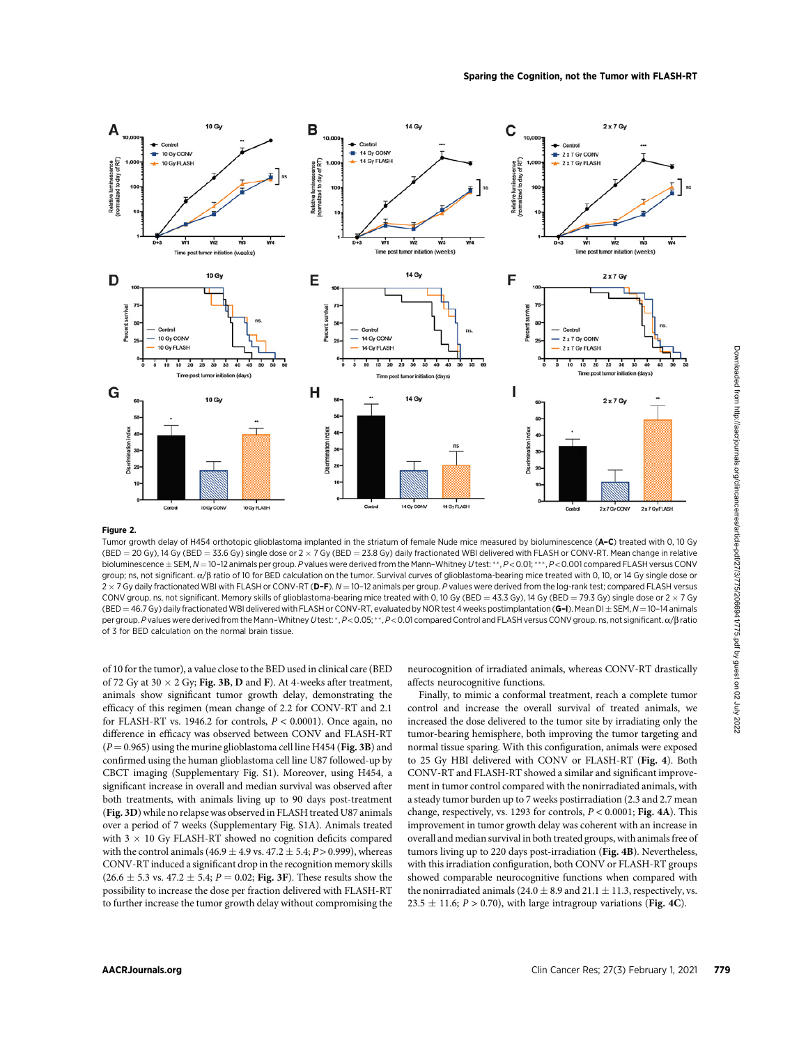**Figure 2.**

Tumor growth delay of H454 orthotopic glioblastoma implanted in the striatum of female Nude mice measured by bioluminescence (**A–C**) treated with 0, 10 Gy (BED = 20 Gy), 14 Gy (BED = 33.6 Gy) single dose or 2 × 7 Gy (BED = 23.8 Gy) daily fractionated WBI delivered with FLASH or CONV-RT. Mean change in relative bioluminescence ± SEM, $N$ = 10–12 animals per group. $P$ values were derived from the Mann–Whitney $U$ test: **, $P < 0.01$; ***, $P < 0.001$ compared FLASH versus CONV group; ns, not significant. α/β ratio of 10 for BED calculation on the tumor. Survival curves of glioblastoma-bearing mice treated with 0, 10, or 14 Gy single dose or 2 × 7 Gy daily fractionated WBI with FLASH or CONV-RT (**D–F**). $N$ = 10–12 animals per group. $P$ values were derived from the log-rank test; compared FLASH versus CONV group. ns, not significant. Memory skills of glioblastoma-bearing mice treated with 0, 10 Gy (BED = 43.3 Gy), 14 Gy (BED = 79.3 Gy) single dose or 2 × 7 Gy (BED = 46.7 Gy) daily fractionated WBI delivered with FLASH or CONV-RT, evaluated by NOR test 4 weeks postimplantation (**G–I**). Mean DI ± SEM, $N$ = 10–14 animals per group. $P$ values were derived from the Mann–Whitney $U$ test: *, $P < 0.05$; **, $P < 0.01$ compared Control and FLASH versus CONV group. ns, not significant. α/β ratio of 3 for BED calculation on the normal brain tissue.

of 10 for the tumor), a value close to the BED used in clinical care (BED of 72 Gy at 30 × 2 Gy; **Fig. 3B, D** and **F**). At 4-weeks after treatment, animals show significant tumor growth delay, demonstrating the efficacy of this regimen (mean change of 2.2 for CONV-RT and 2.1 for FLASH-RT vs. 1946.2 for controls, $P < 0.0001$). Once again, no difference in efficacy was observed between CONV and FLASH-RT ($P = 0.965$) using the murine glioblastoma cell line H454 (**Fig. 3B**) and confirmed using the human glioblastoma cell line U87 followed-up by CBCT imaging (Supplementary Fig. S1). Moreover, using H454, a significant increase in overall and median survival was observed after both treatments, with animals living up to 90 days post-treatment (**Fig. 3D**) while no relapse was observed in FLASH treated U87 animals over a period of 7 weeks (Supplementary Fig. S1A). Animals treated with 3 × 10 Gy FLASH-RT showed no cognition deficits compared with the control animals (46.9 ± 4.9 vs. 47.2 ± 5.4; $P > 0.999$), whereas CONV-RT induced a significant drop in the recognition memory skills (26.6 ± 5.3 vs. 47.2 ± 5.4; $P = 0.02$; **Fig. 3F**). These results show the possibility to increase the dose per fraction delivered with FLASH-RT to further increase the tumor growth delay without compromising the neurocognition of irradiated animals, whereas CONV-RT drastically affects neurocognitive functions.

Finally, to mimic a conformal treatment, reach a complete tumor control and increase the overall survival of treated animals, we increased the dose delivered to the tumor site by irradiating only the tumor-bearing hemisphere, both improving the tumor targeting and normal tissue sparing. With this configuration, animals were exposed to 25 Gy HBI delivered with CONV or FLASH-RT (**Fig. 4**). Both CONV-RT and FLASH-RT showed a similar and significant improvement in tumor control compared with the nonirradiated animals, with a steady tumor burden up to 7 weeks postirradiation (2.3 and 2.7 mean change, respectively, vs. 1293 for controls, $P < 0.0001$; **Fig. 4A**). This improvement in tumor growth delay was coherent with an increase in overall and median survival in both treated groups, with animals free of tumors living up to 220 days post-irradiation (**Fig. 4B**). Nevertheless, with this irradiation configuration, both CONV or FLASH-RT groups showed comparable neurocognitive functions when compared with the nonirradiated animals (24.0 ± 8.9 and 21.1 ± 11.3, respectively, vs. 23.5 ± 11.6; $P > 0.70$), with large intragroup variations (**Fig. 4C**).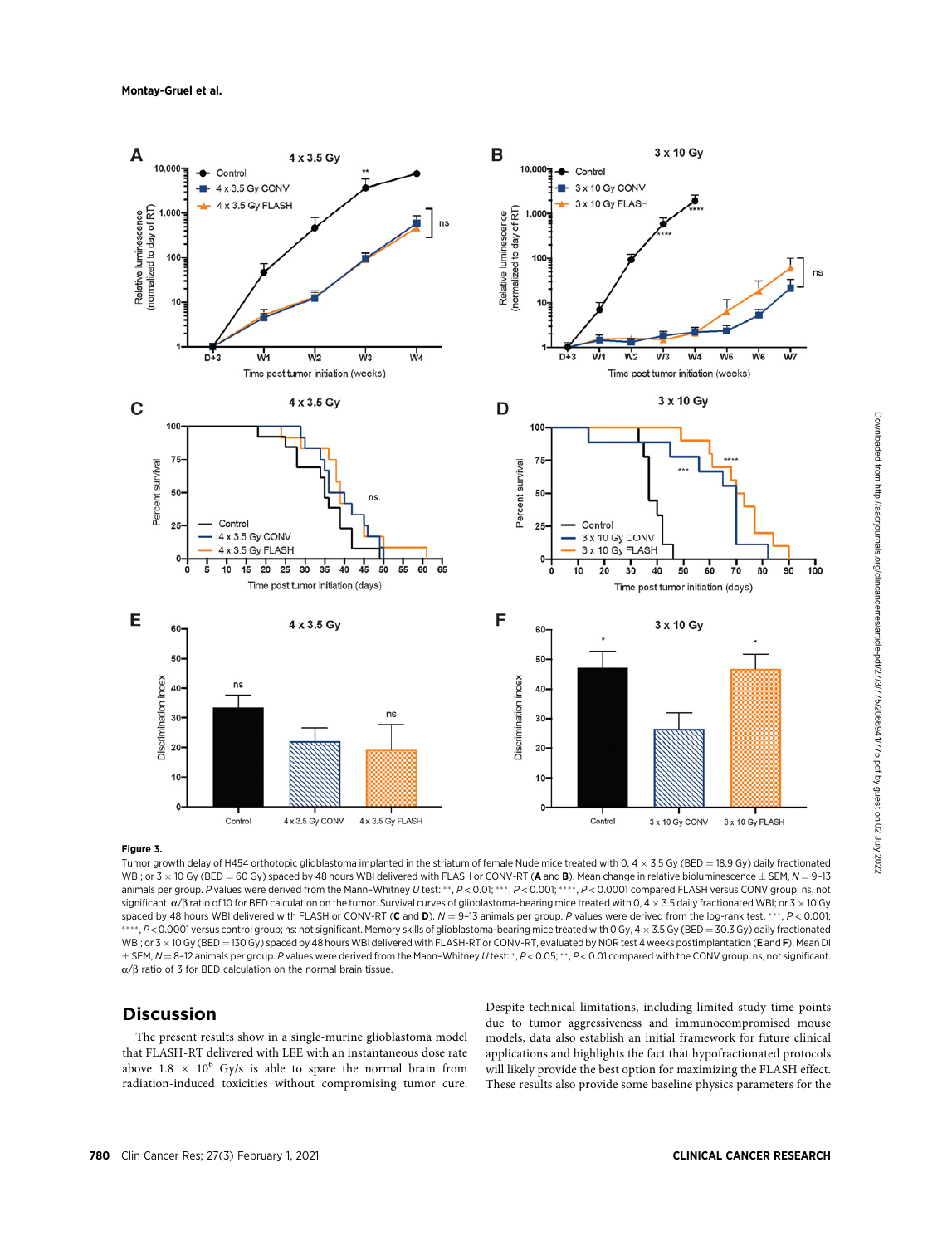**Figure 3.**

Tumor growth delay of H454 orthotopic glioblastoma implanted in the striatum of female Nude mice treated with 0, 4 × 3.5 Gy (BED = 18.9 Gy) daily fractionated WBI; or 3 × 10 Gy (BED = 60 Gy) spaced by 48 hours WBI delivered with FLASH or CONV-RT (**A** and **B**). Mean change in relative bioluminescence ± SEM, $N$ = 9–13 animals per group. $P$ values were derived from the Mann–Whitney $U$ test: **, $P < 0.01$; ***, $P < 0.001$; ****, $P < 0.0001$ compared FLASH versus CONV group; ns, not significant. α/β ratio of 10 for BED calculation on the tumor. Survival curves of glioblastoma-bearing mice treated with 0, 4 × 3.5 daily fractionated WBI; or 3 × 10 Gy spaced by 48 hours WBI delivered with FLASH or CONV-RT (**C** and **D**). $N$ = 9–13 animals per group. $P$ values were derived from the log-rank test. ***, $P < 0.001$; ****, $P < 0.0001$ versus control group; ns: not significant. Memory skills of glioblastoma-bearing mice treated with 0 Gy, 4 × 3.5 Gy (BED = 30.3 Gy) daily fractionated WBI; or 3 × 10 Gy (BED = 130 Gy) spaced by 48 hours WBI delivered with FLASH-RT or CONV-RT, evaluated by NOR test 4 weeks postimplantation (**E** and **F**). Mean DI ± SEM, $N$ = 8–12 animals per group. $P$ values were derived from the Mann–Whitney $U$ test: *, $P < 0.05$; **, $P < 0.01$ compared with the CONV group. ns, not significant. α/β ratio of 3 for BED calculation on the normal brain tissue.

## Discussion

The present results show in a single-murine glioblastoma model that FLASH-RT delivered with LEE with an instantaneous dose rate above $1.8 \times 10^6$ Gy/s is able to spare the normal brain from radiation-induced toxicities without compromising tumor cure. Despite technical limitations, including limited study time points due to tumor aggressiveness and immunocompromised mouse models, data also establish an initial framework for future clinical applications and highlights the fact that hypofractionated protocols will likely provide the best option for maximizing the FLASH effect. These results also provide some baseline physics parameters for the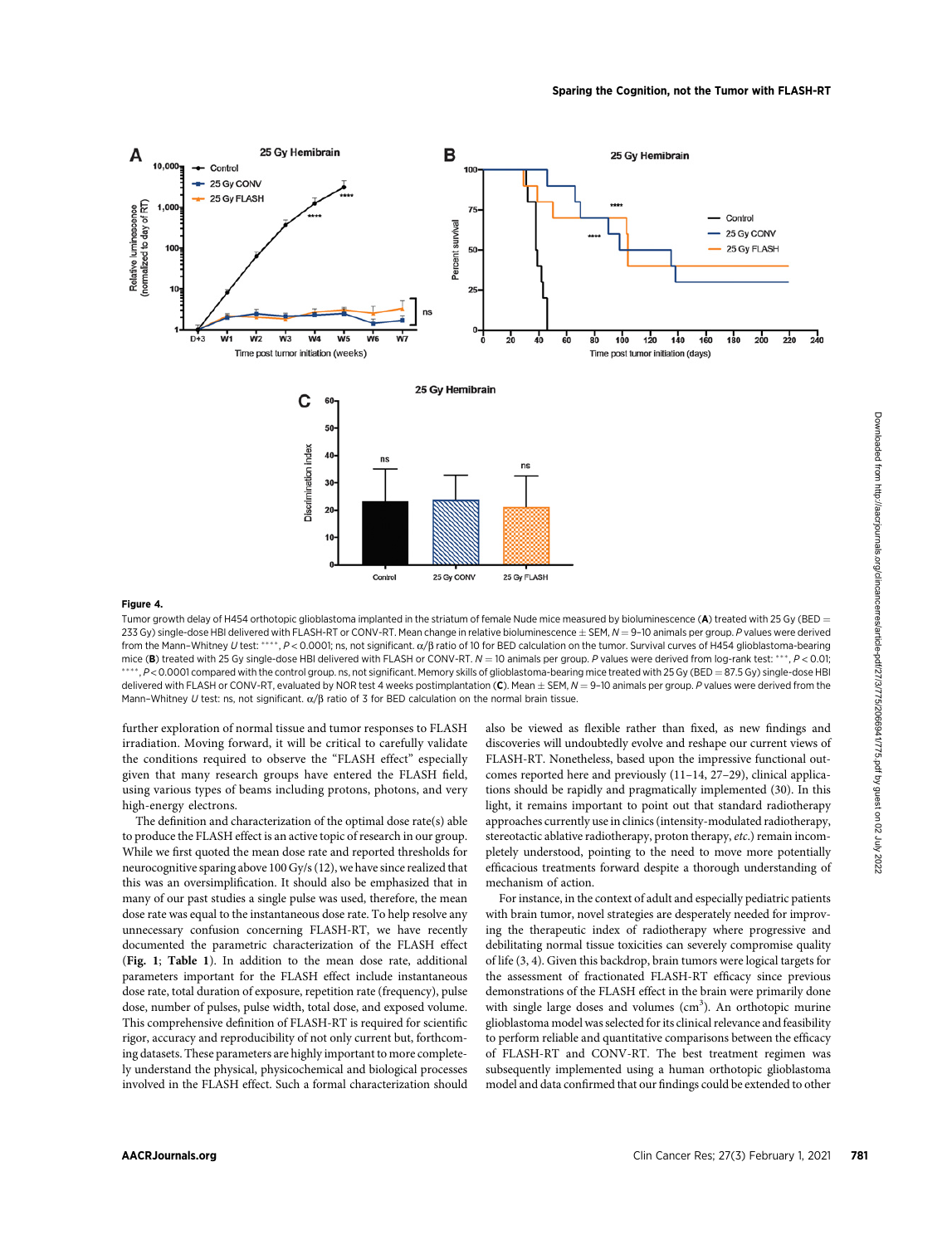**Figure 4.**

Tumor growth delay of H454 orthotopic glioblastoma implanted in the striatum of female Nude mice measured by bioluminescence (**A**) treated with 25 Gy (BED = 233 Gy) single-dose HBI delivered with FLASH-RT or CONV-RT. Mean change in relative bioluminescence ± SEM, $N = 9$–10 animals per group. $P$ values were derived from the Mann–Whitney $U$ test: ****, $P < 0.0001$; ns, not significant. α/β ratio of 10 for BED calculation on the tumor. Survival curves of H454 glioblastoma-bearing mice (**B**) treated with 25 Gy single-dose HBI delivered with FLASH or CONV-RT. $N = 10$ animals per group. $P$ values were derived from log-rank test: ***, $P < 0.01$; ****, $P < 0.0001$ compared with the control group. ns, not significant. Memory skills of glioblastoma-bearing mice treated with 25 Gy (BED = 87.5 Gy) single-dose HBI delivered with FLASH or CONV-RT, evaluated by NOR test 4 weeks postimplantation (**C**). Mean ± SEM, $N = 9$–10 animals per group. $P$ values were derived from the Mann–Whitney $U$ test: ns, not significant. α/β ratio of 3 for BED calculation on the normal brain tissue.

further exploration of normal tissue and tumor responses to FLASH irradiation. Moving forward, it will be critical to carefully validate the conditions required to observe the "FLASH effect" especially given that many research groups have entered the FLASH field, using various types of beams including protons, photons, and very high-energy electrons.

The definition and characterization of the optimal dose rate(s) able to produce the FLASH effect is an active topic of research in our group. While we first quoted the mean dose rate and reported thresholds for neurocognitive sparing above 100 Gy/s (12), we have since realized that this was an oversimplification. It should also be emphasized that in many of our past studies a single pulse was used, therefore, the mean dose rate was equal to the instantaneous dose rate. To help resolve any unnecessary confusion concerning FLASH-RT, we have recently documented the parametric characterization of the FLASH effect (**Fig. 1**; **Table 1**). In addition to the mean dose rate, additional parameters important for the FLASH effect include instantaneous dose rate, total duration of exposure, repetition rate (frequency), pulse dose, number of pulses, pulse width, total dose, and exposed volume. This comprehensive definition of FLASH-RT is required for scientific rigor, accuracy and reproducibility of not only current but, forthcoming datasets. These parameters are highly important to more completely understand the physical, physicochemical and biological processes involved in the FLASH effect. Such a formal characterization should also be viewed as flexible rather than fixed, as new findings and discoveries will undoubtedly evolve and reshape our current views of FLASH-RT. Nonetheless, based upon the impressive functional outcomes reported here and previously (11–14, 27–29), clinical applications should be rapidly and pragmatically implemented (30). In this light, it remains important to point out that standard radiotherapy approaches currently use in clinics (intensity-modulated radiotherapy, stereotactic ablative radiotherapy, proton therapy, *etc.*) remain incompletely understood, pointing to the need to move more potentially efficacious treatments forward despite a thorough understanding of mechanism of action.

For instance, in the context of adult and especially pediatric patients with brain tumor, novel strategies are desperately needed for improving the therapeutic index of radiotherapy where progressive and debilitating normal tissue toxicities can severely compromise quality of life (3, 4). Given this backdrop, brain tumors were logical targets for the assessment of fractionated FLASH-RT efficacy since previous demonstrations of the FLASH effect in the brain were primarily done with single large doses and volumes ($cm^3$). An orthotopic murine glioblastoma model was selected for its clinical relevance and feasibility to perform reliable and quantitative comparisons between the efficacy of FLASH-RT and CONV-RT. The best treatment regimen was subsequently implemented using a human orthotopic glioblastoma model and data confirmed that our findings could be extended to other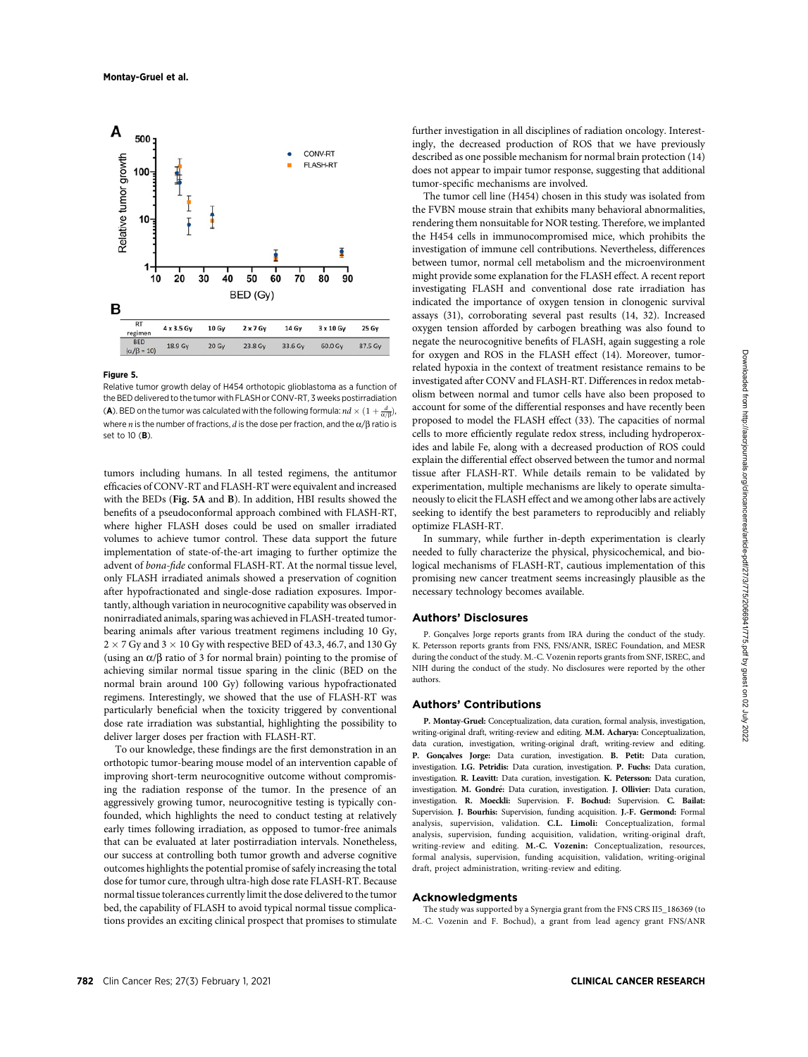| RT regimen | 4 x 3.5 Gy | 10 Gy | 2 x 7 Gy | 14 Gy | 3 x 10 Gy | 25 Gy |
|---|---|---|---|---|---|---|
| BED ($\alpha/\beta$ = 10) | 18.9 Gy | 20 Gy | 23.8 Gy | 33.6 Gy | 60.0 Gy | 87.5 Gy |

**Figure 5.**

Relative tumor growth delay of H454 orthotopic glioblastoma as a function of the BED delivered to the tumor with FLASH or CONV-RT, 3 weeks postirradiation (**A**). BED on the tumor was calculated with the following formula: $nd \times (1 + \frac{d}{\alpha/\beta})$, where $n$ is the number of fractions, $d$ is the dose per fraction, and the $\alpha/\beta$ ratio is set to 10 (**B**).

tumors including humans. In all tested regimens, the antitumor efficacies of CONV-RT and FLASH-RT were equivalent and increased with the BEDs (**Fig. 5A** and **B**). In addition, HBI results showed the benefits of a pseudoconformal approach combined with FLASH-RT, where higher FLASH doses could be used on smaller irradiated volumes to achieve tumor control. These data support the future implementation of state-of-the-art imaging to further optimize the advent of *bona-fide* conformal FLASH-RT. At the normal tissue level, only FLASH irradiated animals showed a preservation of cognition after hypofractionated and single-dose radiation exposures. Importantly, although variation in neurocognitive capability was observed in nonirradiated animals, sparing was achieved in FLASH-treated tumor-bearing animals after various treatment regimens including 10 Gy, $2 \times 7$ Gy and $3 \times 10$ Gy with respective BED of 43.3, 46.7, and 130 Gy (using an $\alpha/\beta$ ratio of 3 for normal brain) pointing to the promise of achieving similar normal tissue sparing in the clinic (BED on the normal brain around 100 Gy) following various hypofractionated regimens. Interestingly, we showed that the use of FLASH-RT was particularly beneficial when the toxicity triggered by conventional dose rate irradiation was substantial, highlighting the possibility to deliver larger doses per fraction with FLASH-RT.

To our knowledge, these findings are the first demonstration in an orthotopic tumor-bearing mouse model of an intervention capable of improving short-term neurocognitive outcome without compromising the radiation response of the tumor. In the presence of an aggressively growing tumor, neurocognitive testing is typically confounded, which highlights the need to conduct testing at relatively early times following irradiation, as opposed to tumor-free animals that can be evaluated at later postirradiation intervals. Nonetheless, our success at controlling both tumor growth and adverse cognitive outcomes highlights the potential promise of safely increasing the total dose for tumor cure, through ultra-high dose rate FLASH-RT. Because normal tissue tolerances currently limit the dose delivered to the tumor bed, the capability of FLASH to avoid typical normal tissue complications provides an exciting clinical prospect that promises to stimulate further investigation in all disciplines of radiation oncology. Interestingly, the decreased production of ROS that we have previously described as one possible mechanism for normal brain protection (14) does not appear to impair tumor response, suggesting that additional tumor-specific mechanisms are involved.

The tumor cell line (H454) chosen in this study was isolated from the FVBN mouse strain that exhibits many behavioral abnormalities, rendering them nonsuitable for NOR testing. Therefore, we implanted the H454 cells in immunocompromised mice, which prohibits the investigation of immune cell contributions. Nevertheless, differences between tumor, normal cell metabolism and the microenvironment might provide some explanation for the FLASH effect. A recent report investigating FLASH and conventional dose rate irradiation has indicated the importance of oxygen tension in clonogenic survival assays (31), corroborating several past results (14, 32). Increased oxygen tension afforded by carbogen breathing was also found to negate the neurocognitive benefits of FLASH, again suggesting a role for oxygen and ROS in the FLASH effect (14). Moreover, tumor-related hypoxia in the context of treatment resistance remains to be investigated after CONV and FLASH-RT. Differences in redox metabolism between normal and tumor cells have also been proposed to account for some of the differential responses and have recently been proposed to model the FLASH effect (33). The capacities of normal cells to more efficiently regulate redox stress, including hydroperoxides and labile Fe, along with a decreased production of ROS could explain the differential effect observed between the tumor and normal tissue after FLASH-RT. While details remain to be validated by experimentation, multiple mechanisms are likely to operate simultaneously to elicit the FLASH effect and we among other labs are actively seeking to identify the best parameters to reproducibly and reliably optimize FLASH-RT.

In summary, while further in-depth experimentation is clearly needed to fully characterize the physical, physicochemical, and biological mechanisms of FLASH-RT, cautious implementation of this promising new cancer treatment seems increasingly plausible as the necessary technology becomes available.

## Authors' Disclosures

P. Gonçalves Jorge reports grants from IRA during the conduct of the study. K. Petersson reports grants from FNS, FNS/ANR, ISREC Foundation, and MESR during the conduct of the study. M.-C. Vozenin reports grants from SNF, ISREC, and NIH during the conduct of the study. No disclosures were reported by the other authors.

## Authors' Contributions

**P. Montay-Gruel:** Conceptualization, data curation, formal analysis, investigation, writing-original draft, writing-review and editing. **M.M. Acharya:** Conceptualization, data curation, investigation, writing-original draft, writing-review and editing. **P. Gonçalves Jorge:** Data curation, investigation. **B. Petit:** Data curation, investigation. **I.G. Petridis:** Data curation, investigation. **P. Fuchs:** Data curation, investigation. **R. Leavitt:** Data curation, investigation. **K. Petersson:** Data curation, investigation. **M. Gondré:** Data curation, investigation. **J. Ollivier:** Data curation, investigation. **R. Moeckli:** Supervision. **F. Bochud:** Supervision. **C. Bailat:** Supervision. **J. Bourhis:** Supervision, funding acquisition. **J.-F. Germond:** Formal analysis, supervision, validation. **C.L. Limoli:** Conceptualization, formal analysis, supervision, funding acquisition, validation, writing-original draft, writing-review and editing. **M.-C. Vozenin:** Conceptualization, resources, formal analysis, supervision, funding acquisition, validation, writing-original draft, project administration, writing-review and editing.

## Acknowledgments

The study was supported by a Synergia grant from the FNS CRS II5_186369 (to M.-C. Vozenin and F. Bochud), a grant from lead agency grant FNS/ANR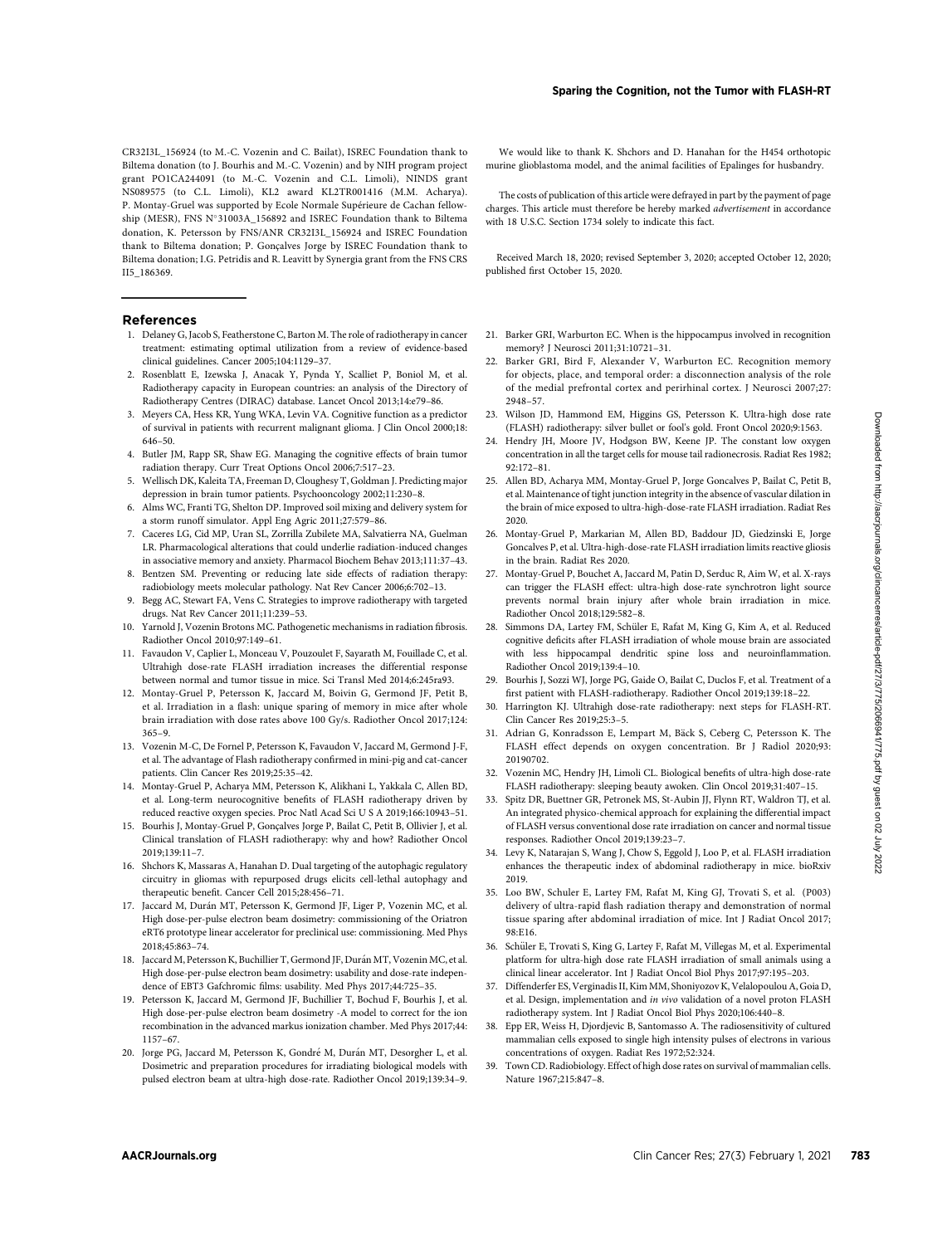CR32I3L_156924 (to M.-C. Vozenin and C. Bailat), ISREC Foundation thank to Biltema donation (to J. Bourhis and M.-C. Vozenin) and by NIH program project grant PO1CA244091 (to M.-C. Vozenin and C.L. Limoli), NINDS grant NS089575 (to C.L. Limoli), KL2 award KL2TR001416 (M.M. Acharya). P. Montay-Gruel was supported by Ecole Normale Supérieure de Cachan fellowship (MESR), FNS N°31003A_156892 and ISREC Foundation thank to Biltema donation, K. Petersson by FNS/ANR CR32I3L_156924 and ISREC Foundation thank to Biltema donation; P. Gonçalves Jorge by ISREC Foundation thank to Biltema donation; I.G. Petridis and R. Leavitt by Synergia grant from the FNS CRS II5_186369.

We would like to thank K. Shchors and D. Hanahan for the H454 orthotopic murine glioblastoma model, and the animal facilities of Epalinges for husbandry.

The costs of publication of this article were defrayed in part by the payment of page charges. This article must therefore be hereby marked *advertisement* in accordance with 18 U.S.C. Section 1734 solely to indicate this fact.

Received March 18, 2020; revised September 3, 2020; accepted October 12, 2020; published first October 15, 2020.

## References

1. Delaney G, Jacob S, Featherstone C, Barton M. The role of radiotherapy in cancer treatment: estimating optimal utilization from a review of evidence-based clinical guidelines. Cancer 2005;104:1129–37.
2. Rosenblatt E, Izewska J, Anacak Y, Pynda Y, Scalliet P, Boniol M, et al. Radiotherapy capacity in European countries: an analysis of the Directory of Radiotherapy Centres (DIRAC) database. Lancet Oncol 2013;14:e79–86.
3. Meyers CA, Hess KR, Yung WKA, Levin VA. Cognitive function as a predictor of survival in patients with recurrent malignant glioma. J Clin Oncol 2000;18: 646–50.
4. Butler JM, Rapp SR, Shaw EG. Managing the cognitive effects of brain tumor radiation therapy. Curr Treat Options Oncol 2006;7:517–23.
5. Wellisch DK, Kaleita TA, Freeman D, Cloughesy T, Goldman J. Predicting major depression in brain tumor patients. Psychooncology 2002;11:230–8.
6. Alms WC, Franti TG, Shelton DP. Improved soil mixing and delivery system for a storm runoff simulator. Appl Eng Agric 2011;27:579–86.
7. Caceres LG, Cid MP, Uran SL, Zorrilla Zubilete MA, Salvatierra NA, Guelman LR. Pharmacological alterations that could underlie radiation-induced changes in associative memory and anxiety. Pharmacol Biochem Behav 2013;111:37–43.
8. Bentzen SM. Preventing or reducing late side effects of radiation therapy: radiobiology meets molecular pathology. Nat Rev Cancer 2006;6:702–13.
9. Begg AC, Stewart FA, Vens C. Strategies to improve radiotherapy with targeted drugs. Nat Rev Cancer 2011;11:239–53.
10. Yarnold J, Vozenin Brotons MC. Pathogenetic mechanisms in radiation fibrosis. Radiother Oncol 2010;97:149–61.
11. Favaudon V, Caplier L, Monceau V, Pouzoulet F, Sayarath M, Fouillade C, et al. Ultrahigh dose-rate FLASH irradiation increases the differential response between normal and tumor tissue in mice. Sci Transl Med 2014;6:245ra93.
12. Montay-Gruel P, Petersson K, Jaccard M, Boivin G, Germond JF, Petit B, et al. Irradiation in a flash: unique sparing of memory in mice after whole brain irradiation with dose rates above 100 Gy/s. Radiother Oncol 2017;124: 365–9.
13. Vozenin M-C, De Fornel P, Petersson K, Favaudon V, Jaccard M, Germond J-F, et al. The advantage of Flash radiotherapy confirmed in mini-pig and cat-cancer patients. Clin Cancer Res 2019;25:35–42.
14. Montay-Gruel P, Acharya MM, Petersson K, Alikhani L, Yakkala C, Allen BD, et al. Long-term neurocognitive benefits of FLASH radiotherapy driven by reduced reactive oxygen species. Proc Natl Acad Sci U S A 2019;166:10943–51.
15. Bourhis J, Montay-Gruel P, Gonçalves Jorge P, Bailat C, Petit B, Ollivier J, et al. Clinical translation of FLASH radiotherapy: why and how? Radiother Oncol 2019;139:11–7.
16. Shchors K, Massaras A, Hanahan D. Dual targeting of the autophagic regulatory circuitry in gliomas with repurposed drugs elicits cell-lethal autophagy and therapeutic benefit. Cancer Cell 2015;28:456–71.
17. Jaccard M, Durán MT, Petersson K, Germond JF, Liger P, Vozenin MC, et al. High dose-per-pulse electron beam dosimetry: commissioning of the Oriatron eRT6 prototype linear accelerator for preclinical use: commissioning. Med Phys 2018;45:863–74.
18. Jaccard M, Petersson K, Buchillier T, Germond JF, Durán MT, Vozenin MC, et al. High dose-per-pulse electron beam dosimetry: usability and dose-rate independence of EBT3 Gafchromic films: usability. Med Phys 2017;44:725–35.
19. Petersson K, Jaccard M, Germond JF, Buchillier T, Bochud F, Bourhis J, et al. High dose-per-pulse electron beam dosimetry -A model to correct for the ion recombination in the advanced markus ionization chamber. Med Phys 2017;44: 1157–67.
20. Jorge PG, Jaccard M, Petersson K, Gondré M, Durán MT, Desorgher L, et al. Dosimetric and preparation procedures for irradiating biological models with pulsed electron beam at ultra-high dose-rate. Radiother Oncol 2019;139:34–9.
21. Barker GRI, Warburton EC. When is the hippocampus involved in recognition memory? J Neurosci 2011;31:10721–31.
22. Barker GRI, Bird F, Alexander V, Warburton EC. Recognition memory for objects, place, and temporal order: a disconnection analysis of the role of the medial prefrontal cortex and perirhinal cortex. J Neurosci 2007;27: 2948–57.
23. Wilson JD, Hammond EM, Higgins GS, Petersson K. Ultra-high dose rate (FLASH) radiotherapy: silver bullet or fool's gold. Front Oncol 2020;9:1563.
24. Hendry JH, Moore JV, Hodgson BW, Keene JP. The constant low oxygen concentration in all the target cells for mouse tail radionecrosis. Radiat Res 1982; 92:172–81.
25. Allen BD, Acharya MM, Montay-Gruel P, Jorge Goncalves P, Bailat C, Petit B, et al. Maintenance of tight junction integrity in the absence of vascular dilation in the brain of mice exposed to ultra-high-dose-rate FLASH irradiation. Radiat Res 2020.
26. Montay-Gruel P, Markarian M, Allen BD, Baddour JD, Giedzinski E, Jorge Goncalves P, et al. Ultra-high-dose-rate FLASH irradiation limits reactive gliosis in the brain. Radiat Res 2020.
27. Montay-Gruel P, Bouchet A, Jaccard M, Patin D, Serduc R, Aim W, et al. X-rays can trigger the FLASH effect: ultra-high dose-rate synchrotron light source prevents normal brain injury after whole brain irradiation in mice. Radiother Oncol 2018;129:582–8.
28. Simmons DA, Lartey FM, Schüler E, Rafat M, King G, Kim A, et al. Reduced cognitive deficits after FLASH irradiation of whole mouse brain are associated with less hippocampal dendritic spine loss and neuroinflammation. Radiother Oncol 2019;139:4–10.
29. Bourhis J, Sozzi WJ, Jorge PG, Gaide O, Bailat C, Duclos F, et al. Treatment of a first patient with FLASH-radiotherapy. Radiother Oncol 2019;139:18–22.
30. Harrington KJ. Ultrahigh dose-rate radiotherapy: next steps for FLASH-RT. Clin Cancer Res 2019;25:3–5.
31. Adrian G, Konradsson E, Lempart M, Bäck S, Ceberg C, Petersson K. The FLASH effect depends on oxygen concentration. Br J Radiol 2020;93: 20190702.
32. Vozenin MC, Hendry JH, Limoli CL. Biological benefits of ultra-high dose-rate FLASH radiotherapy: sleeping beauty awoken. Clin Oncol 2019;31:407–15.
33. Spitz DR, Buettner GR, Petronek MS, St-Aubin JJ, Flynn RT, Waldron TJ, et al. An integrated physico-chemical approach for explaining the differential impact of FLASH versus conventional dose rate irradiation on cancer and normal tissue responses. Radiother Oncol 2019;139:23–7.
34. Levy K, Natarajan S, Wang J, Chow S, Eggold J, Loo P, et al. FLASH irradiation enhances the therapeutic index of abdominal radiotherapy in mice. bioRxiv 2019.
35. Loo BW, Schuler E, Lartey FM, Rafat M, King GJ, Trovati S, et al. (P003) delivery of ultra-rapid flash radiation therapy and demonstration of normal tissue sparing after abdominal irradiation of mice. Int J Radiat Oncol 2017; 98:E16.
36. Schüler E, Trovati S, King G, Lartey F, Rafat M, Villegas M, et al. Experimental platform for ultra-high dose rate FLASH irradiation of small animals using a clinical linear accelerator. Int J Radiat Oncol Biol Phys 2017;97:195–203.
37. Diffenderfer ES, Verginadis II, Kim MM, Shoniyozov K, Velalopoulou A, Goia D, et al. Design, implementation and *in vivo* validation of a novel proton FLASH radiotherapy system. Int J Radiat Oncol Biol Phys 2020;106:440–8.
38. Epp ER, Weiss H, Djordjevic B, Santomasso A. The radiosensitivity of cultured mammalian cells exposed to single high intensity pulses of electrons in various concentrations of oxygen. Radiat Res 1972;52:324.
39. Town CD. Radiobiology. Effect of high dose rates on survival of mammalian cells. Nature 1967;215:847–8.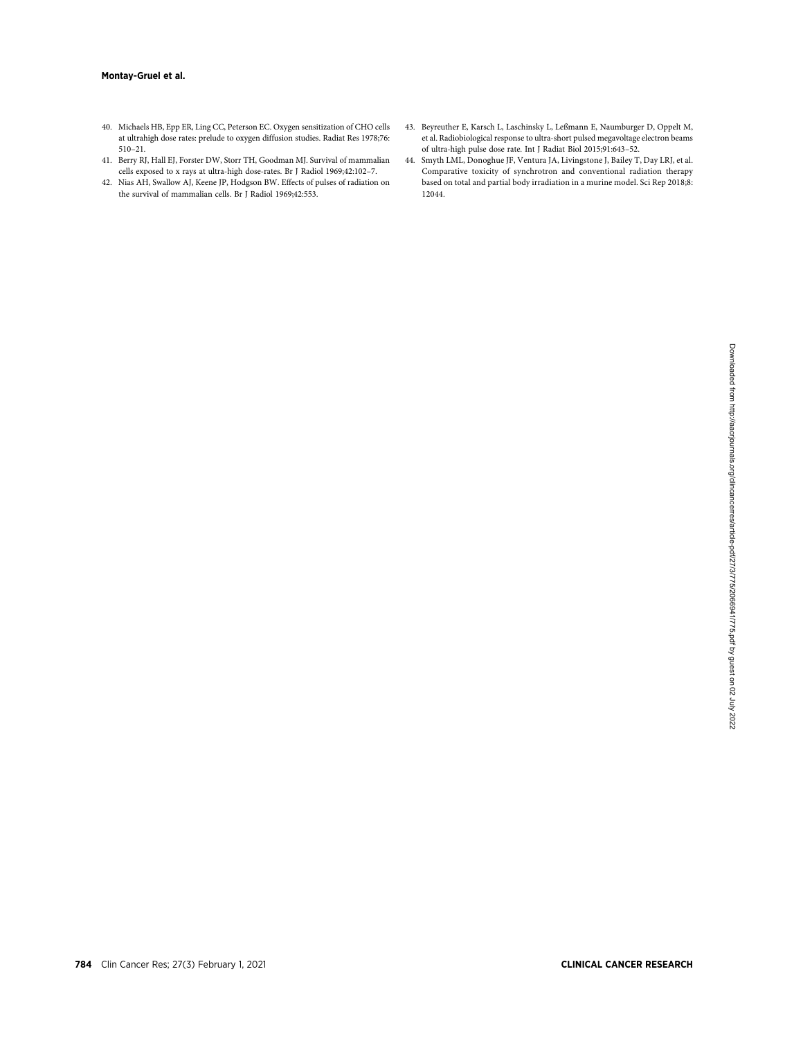40. Michaels HB, Epp ER, Ling CC, Peterson EC. Oxygen sensitization of CHO cells at ultrahigh dose rates: prelude to oxygen diffusion studies. Radiat Res 1978;76: 510–21.
41. Berry RJ, Hall EJ, Forster DW, Storr TH, Goodman MJ. Survival of mammalian cells exposed to x rays at ultra-high dose-rates. Br J Radiol 1969;42:102–7.
42. Nias AH, Swallow AJ, Keene JP, Hodgson BW. Effects of pulses of radiation on the survival of mammalian cells. Br J Radiol 1969;42:553.
43. Beyreuther E, Karsch L, Laschinsky L, Leßmann E, Naumburger D, Oppelt M, et al. Radiobiological response to ultra-short pulsed megavoltage electron beams of ultra-high pulse dose rate. Int J Radiat Biol 2015;91:643–52.
44. Smyth LML, Donoghue JF, Ventura JA, Livingstone J, Bailey T, Day LRJ, et al. Comparative toxicity of synchrotron and conventional radiation therapy based on total and partial body irradiation in a murine model. Sci Rep 2018;8: 12044.